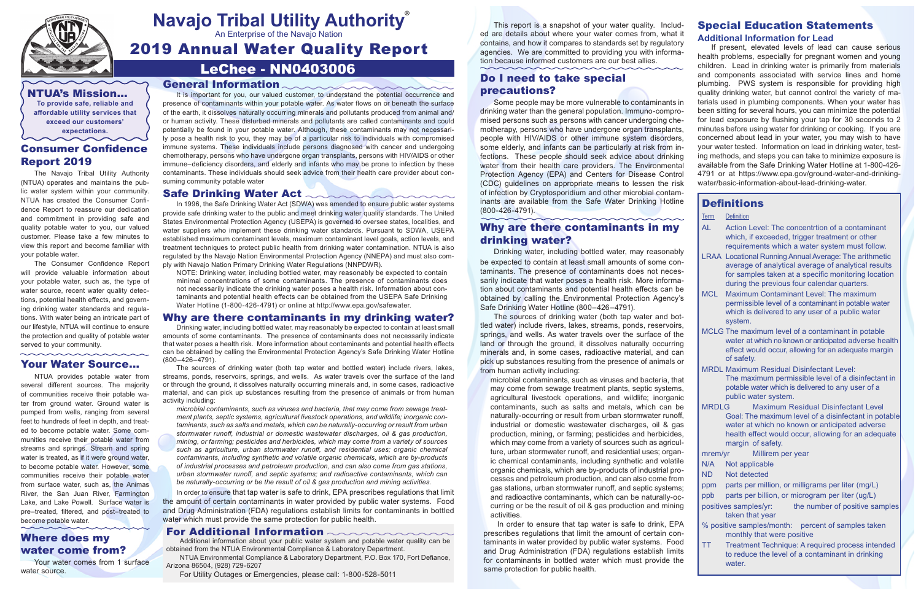# Navajo Tribal Utility Authority®

An Enterprise of the Navajo Nation

# 2019 Annual Water Quality Report

## LeChee - NN0403006

### NTUA's Mission...

**To provide safe, reliable and affordable utility services that exceed our customers' expectations.**

## Consumer Confidence Report 2019

The Navajo Tribal Utility Authority (NTUA) operates and maintains the public water system within your community. NTUA has created the Consumer Confidence Report to reassure our dedication and commitment in providing safe and quality potable water to you, our valued customer. Please take a few minutes to view this report and become familiar with your potable water.

The Consumer Confidence Report will provide valuable information about your potable water, such as, the type of water source, recent water quality detections, potential health effects, and governing drinking water standards and regulations. With water being an intricate part of our lifestyle, NTUA will continue to ensure the protection and quality of potable water served to your community.

## Your Water Source...

NTUA provides potable water from several different sources. The majority of communities receive their potable water from ground water. Ground water is pumped from wells, ranging from several feet to hundreds of feet in depth, and treated to become potable water. Some communities receive their potable water from streams and springs. Stream and spring water is treated, as if it were ground water, to become potable water. However, some communities receive their potable water from surface water, such as, the Animas River, the San Juan River, Farmington Lake, and Lake Powell. Surface water is pre–treated, filtered, and post–treated to become potable water.

## Where does my water come from?

Your water comes from 1 surface water source.

## General Information

It is important for you, our valued customer, to understand the potential occurrence and presence of contaminants within your potable water. As water flows on or beneath the surface of the earth, it dissolves naturally occurring minerals and pollutants produced from animal and/or human activity. These disturbed minerals and pollutants are called contaminants and could potentially be found in your potable water. Although, these contaminants may not necessarily pose a health risk to you, they may be of a particular risk to individuals with compromised immune systems. These individuals include persons diagnosed with cancer and undergoing chemotherapy, persons who have undergone organ transplants, persons with HIV/AIDS or other immune–deficiency disorders, and elderly and infants who may be prone to infection by these contaminants. These individuals should seek advice from their health care provider about consuming community potable water

## Safe Drinking Water Act

In 1996, the Safe Drinking Water Act (SDWA) was amended to ensure public water systems provide safe drinking water to the public and meet drinking water quality standards. The United States Environmental Protection Agency (USEPA) is governed to oversee states, localities, and water suppliers who implement these drinking water standards. Pursuant to SDWA, USEPA established maximum contaminant levels, maximum contaminant level goals, action levels, and treatment techniques to protect public health from drinking water contamination. NTUA is also regulated by the Navajo Nation Environmental Protection Agency (NNEPA) and must also comply with Navajo Nation Primary Drinking Water Regulations (NNPDWR).

NOTE: Drinking water, including bottled water, may reasonably be expected to contain minimal concentrations of some contaminants. The presence of contaminants does not necessarily indicate the drinking water poses a health risk. Information about contaminants and potential health effects can be obtained from the USEPA Safe Drinking Water Hotline (1-800-426-4791) or online at http://www.epa.gov/safewater.

## Why are there contaminants in my drinking water?

Drinking water, including bottled water, may reasonably be expected to contain at least small amounts of some contaminants. The presence of contaminants does not necessarily indicate that water poses a health risk. More information about contaminants and potential health effects can be obtained by calling the Environmental Protection Agency's Safe Drinking Water Hotline (800–426–4791).

The sources of drinking water (both tap water and bottled water) include rivers, lakes, streams, ponds, reservoirs, springs, and wells. As water travels over the surface of the land or through the ground, it dissolves naturally occurring minerals and, in some cases, radioactive material, and can pick up substances resulting from the presence of animals or from human activity including:

*microbial contaminants, such as viruses and bacteria, that may come from sewage treatment plants, septic systems, agricultural livestock operations, and wildlife; inorganic contaminants, such as salts and metals, which can be naturally-occurring or result from urban stormwater runoff, industrial or domestic wastewater discharges, oil & gas production, mining, or farming; pesticides and herbicides, which may come from a variety of sources such as agriculture, urban stormwater runoff, and residential uses; organic chemical contaminants, including synthetic and volatile organic chemicals, which are by-products of industrial processes and petroleum production, and can also come from gas stations, urban stormwater runoff, and septic systems; and radioactive contaminants, which can be naturally-occurring or be the result of oil & gas production and mining activities.*

In order to ensure that tap water is safe to drink, EPA prescribes regulations that limit the amount of certain contaminants in water provided by public water systems. Food and Drug Administration (FDA) regulations establish limits for contaminants in bottled water which must provide the same protection for public health.

## For Additional Information

Additional information about your public water system and potable water quality can be obtained from the NTUA Environmental Compliance & Laboratory Department.

NTUA Environmental Compliance & Laboratory Department, P.O. Box 170, Fort Defiance, Arizona 86504, (928) 729-6207

For Utility Outages or Emergencies, please call: 1-800-528-5011

This report is a snapshot of your water quality. Included are details about where your water comes from, what it contains, and how it compares to standards set by regulatory agencies. We are committed to providing you with information because informed customers are our best allies.

## Do I need to take special precautions?

Some people may be more vulnerable to contaminants in drinking water than the general population. Immuno-compromised persons such as persons with cancer undergoing chemotherapy, persons who have undergone organ transplants, people with HIV/AIDS or other immune system disorders, some elderly, and infants can be particularly at risk from infections. These people should seek advice about drinking water from their health care providers. The Environmental Protection Agency (EPA) and Centers for Disease Control (CDC) guidelines on appropriate means to lessen the risk of infection by Cryptosporidium and other microbial contaminants are available from the Safe Water Drinking Hotline (800-426-4791).

## Why are there contaminants in my drinking water?

Drinking water, including bottled water, may reasonably be expected to contain at least small amounts of some contaminants. The presence of contaminants does not necessarily indicate that water poses a health risk. More information about contaminants and potential health effects can be obtained by calling the Environmental Protection Agency's Safe Drinking Water Hotline (800–426–4791).

The sources of drinking water (both tap water and bottled water) include rivers, lakes, streams, ponds, reservoirs, springs, and wells. As water travels over the surface of the land or through the ground, it dissolves naturally occurring minerals and, in some cases, radioactive material, and can pick up substances resulting from the presence of animals or from human activity including:

microbial contaminants, such as viruses and bacteria, that may come from sewage treatment plants, septic systems, agricultural livestock operations, and wildlife; inorganic contaminants, such as salts and metals, which can be naturally-occurring or result from urban stormwater runoff, industrial or domestic wastewater discharges, oil & gas production, mining, or farming; pesticides and herbicides, which may come from a variety of sources such as agriculture, urban stormwater runoff, and residential uses; organic chemical contaminants, including synthetic and volatile organic chemicals, which are by-products of industrial processes and petroleum production, and can also come from gas stations, urban stormwater runoff, and septic systems; and radioactive contaminants, which can be naturally-occurring or be the result of oil & gas production and mining activities.

In order to ensure that tap water is safe to drink, EPA prescribes regulations that limit the amount of certain contaminants in water provided by public water systems. Food and Drug Administration (FDA) regulations establish limits for contaminants in bottled water which must provide the same protection for public health.

## Special Education Statements

### Additional Information for Lead

If present, elevated levels of lead can cause serious health problems, especially for pregnant women and young children. Lead in drinking water is primarily from materials and components associated with service lines and home plumbing. PWS system is responsible for providing high quality drinking water, but cannot control the variety of materials used in plumbing components. When your water has been sitting for several hours, you can minimize the potential for lead exposure by flushing your tap for 30 seconds to 2 minutes before using water for drinking or cooking. If you are concerned about lead in your water, you may wish to have your water tested. Information on lead in drinking water, testing methods, and steps you can take to minimize exposure is available from the Safe Drinking Water Hotline at 1-800-426-4791 or at https://www.epa.gov/ground-water-and-drinking-water/basic-information-about-lead-drinking-water.

## Definitions

| Term | Definition |
|---|---|
| AL | Action Level: The concentrtion of a contaminant which, if exceeded, trigger treatment or other requirements which a water system must follow. |
| LRAA | Locational Running Annual Average: The arithmetic average of analytical average of analytical results for samples taken at a specific monitoring location during the previous four calendar quarters. |
| MCL | Maximum Contaminant Level: The maximum permissible level of a contaminant in potable water which is delivered to any user of a public water system. |
| MCLG | The maximum level of a contaminant in potable water at which no known or anticipated adverse health effect would occur, allowing for an adequate margin of safety. |
| MRDL | Maximum Residual Disinfectant Level: The maximum permissible level of a disinfectant in potable water which is delivered to any user of a public water system. |
| MRDLG | Maximum Residual Disinfectant Level Goal: The maximum level of a disinfectant in potable water at which no known or anticipated adverse health effect would occur, allowing for an adequate margin of safety. |
| mrem/yr | Millirem per year |
| N/A | Not applicable |
| ND | Not detected |
| ppm | parts per million, or milligrams per liter (mg/L) |
| ppb | parts per billion, or microgram per liter (ug/L) |
| positives samples/yr: | the number of positive samples taken that year |
| % positive samples/month: | percent of samples taken monthly that were positive |
| TT | Treatment Technique: A required process intended to reduce the level of a contaminant in drinking water. |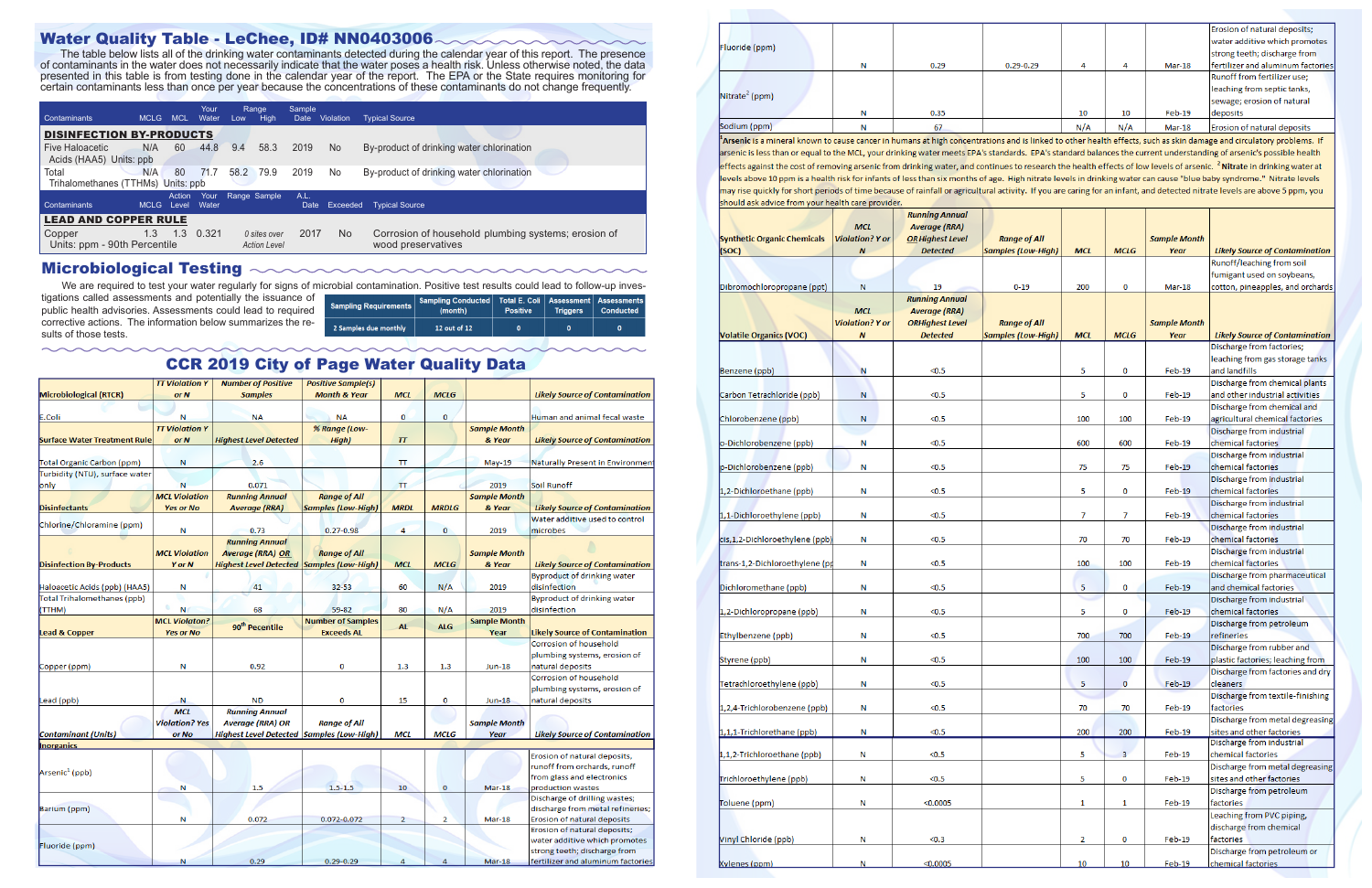## Water Quality Table - LeChee, ID# NN0403006

The table below lists all of the drinking water contaminants detected during the calendar year of this report. The presence of contaminants in the water does not necessarily indicate that the water poses a health risk. Unless otherwise noted, the data presented in this table is from testing done in the calendar year of the report. The EPA or the State requires monitoring for certain contaminants less than once per year because the concentrations of these contaminants do not change frequently.

| Contaminants | MCLG | MCL | Your Water | Range Low | Range High | Sample Date | Violation | Typical Source |
|---|---|---|---|---|---|---|---|---|
| **DISINFECTION BY-PRODUCTS** | | | | | | | | |
| Five Haloacetic Acids (HAA5) Units: ppb | N/A | 60 | 44.8 | 9.4 | 58.3 | 2019 | No | By-product of drinking water chlorination |
| Total Trihalomethanes (TTHMs) Units: ppb | N/A | 80 | 71.7 | 58.2 | 79.9 | 2019 | No | By-product of drinking water chlorination |

| Contaminants | MCLG | Action Level | Your Water | Range | Sample Date | A.L. Exceeded | Typical Source |
|---|---|---|---|---|---|---|---|
| **LEAD AND COPPER RULE** | | | | | | | |
| Copper Units: ppm - 90th Percentile | 1.3 | 1.3 | 0.321 | *0 sites over Action Level* | 2017 | No | Corrosion of household plumbing systems; erosion of wood preservatives |

## Microbiological Testing

We are required to test your water regularly for signs of microbial contamination. Positive test results could lead to follow-up investigations called assessments and potentially the issuance of public health advisories. Assessments could lead to required corrective actions. The information below summarizes the results of those tests.

| Sampling Requirements | Sampling Conducted (month) | Total E. Coli Positive | Assessment Triggers | Assessments Conducted |
|---|---|---|---|---|
| 2 Samples due monthly | 12 out of 12 | 0 | 0 | 0 |

## CCR 2019 City of Page Water Quality Data

| Microbiological (RTCR) | TT Violation Y or N | Number of Positive Samples | Positive Sample(s) Month & Year | MCL | MCLG | | Likely Source of Contamination |
|---|---|---|---|---|---|---|---|
| E.Coli | N | NA | NA | 0 | 0 | | Human and animal fecal waste |
| **Surface Water Treatment Rule** | **TT Violation Y or N** | **Highest Level Detected** | **% Range (Low-High)** | **TT** | | **Sample Month & Year** | **Likely Source of Contamination** |
| Total Organic Carbon (ppm) | N | 2.6 | | TT | | May-19 | Naturally Present in Environment |
| Turbidity (NTU), surface water only | N | 0.071 | | TT | | 2019 | Soil Runoff |
| **Disinfectants** | **MCL Violation Yes or No** | **Running Annual Average (RRA)** | **Range of All Samples (Low-High)** | **MRDL** | **MRDLG** | **Sample Month & Year** | **Likely Source of Contamination** |
| Chlorine/Chloramine (ppm) | N | 0.73 | 0.27-0.98 | 4 | 0 | 2019 | Water additive used to control microbes |
| **Disinfection By-Products** | **MCL Violation Y or N** | **Running Annual Average (RRA) OR Highest Level Detected** | **Range of All Samples (Low-High)** | **MCL** | **MCLG** | **Sample Month & Year** | **Likely Source of Contamination** |
| Haloacetic Acids (ppb) (HAA5) | N | 41 | 32-53 | 60 | N/A | 2019 | Byproduct of drinking water disinfection |
| Total Trihalomethanes (ppb) (TTHM) | N | 68 | 59-82 | 80 | N/A | 2019 | Byproduct of drinking water disinfection |
| **Lead & Copper** | **MCL Violation? Yes or No** | **90th Pecentile** | **Number of Samples Exceeds AL** | **AL** | **ALG** | **Sample Month Year** | **Likely Source of Contamination** |
| Copper (ppm) | N | 0.92 | 0 | 1.3 | 1.3 | Jun-18 | Corrosion of household plumbing systems, erosion of natural deposits |
| Lead (ppb) | N | ND | 0 | 15 | 0 | Jun-18 | Corrosion of household plumbing systems, erosion of natural deposits |
| **Contaminant (Units)** | **MCL Violation? Yes or No** | **Running Annual Average (RRA) OR Highest Level Detected** | **Range of All Samples (Low-High)** | **MCL** | **MCLG** | **Sample Month Year** | **Likely Source of Contamination** |
| **Inorganics** | | | | | | | |
| Arsenic[1] (ppb) | N | 1.5 | 1.5-1.5 | 10 | 0 | Mar-18 | Erosion of natural deposits, runoff from orchards, runoff from glass and electronics production wastes |
| Barium (ppm) | N | 0.072 | 0.072-0.072 | 2 | 2 | Mar-18 | Discharge of drilling wastes; discharge from metal refineries; Erosion of natural deposits |
| Fluoride (ppm) | N | 0.29 | 0.29-0.29 | 4 | 4 | Mar-18 | Erosion of natural deposits; water additive which promotes strong teeth; discharge from fertilizer and aluminum factories |
| Nitrate[2] (ppm) | N | 0.35 | | 10 | 10 | Feb-19 | Runoff from fertilizer use; leaching from septic tanks, sewage; erosion of natural deposits |
| Sodium (ppm) | N | 67 | | N/A | N/A | Mar-18 | Erosion of natural deposits |

[1] **Arsenic** is a mineral known to cause cancer in humans at high concentrations and is linked to other health effects, such as skin damage and circulatory problems. If arsenic is less than or equal to the MCL, your drinking water meets EPA's standards. EPA's standard balances the current understanding of arsenic's possible health effects against the cost of removing arsenic from drinking water, and continues to research the health effects of low levels of arsenic. [2] **Nitrate** in drinking water at levels above 10 ppm is a health risk for infants of less than six months of age. High nitrate levels in drinking water can cause "blue baby syndrome." Nitrate levels may rise quickly for short periods of time because of rainfall or agricultural activity. If you are caring for an infant, and detected nitrate levels are above 5 ppm, you should ask advice from your health care provider.

| Synthetic Organic Chemicals (SOC) | MCL Violation? Y or N | Running Annual Average (RRA) OR Highest Level Detected | Range of All Samples (Low-High) | MCL | MCLG | Sample Month Year | Likely Source of Contamination |
|---|---|---|---|---|---|---|---|
| Dibromochloropropane (ppt) | N | 19 | 0-19 | 200 | 0 | Mar-18 | Runoff/leaching from soil fumigant used on soybeans, cotton, pineapples, and orchards |
| **Volatile Organics (VOC)** | **MCL Violation? Y or N** | **Running Annual Average (RRA) OR Highest Level Detected** | **Range of All Samples (Low-High)** | **MCL** | **MCLG** | **Sample Month Year** | **Likely Source of Contamination** |
| Benzene (ppb) | N | <0.5 | | 5 | 0 | Feb-19 | Discharge from factories; leaching from gas storage tanks and landfills |
| Carbon Tetrachloride (ppb) | N | <0.5 | | 5 | 0 | Feb-19 | Discharge from chemical plants and other industrial activities |
| Chlorobenzene (ppb) | N | <0.5 | | 100 | 100 | Feb-19 | Discharge from chemical and agricultural chemical factories |
| o-Dichlorobenzene (ppb) | N | <0.5 | | 600 | 600 | Feb-19 | Discharge from industrial chemical factories |
| p-Dichlorobenzene (ppb) | N | <0.5 | | 75 | 75 | Feb-19 | Discharge from industrial chemical factories |
| 1,2-Dichloroethane (ppb) | N | <0.5 | | 5 | 0 | Feb-19 | Discharge from industrial chemical factories |
| 1,1-Dichloroethylene (ppb) | N | <0.5 | | 7 | 7 | Feb-19 | Discharge from industrial chemical factories |
| cis,1,2-Dichloroethylene (ppb) | N | <0.5 | | 70 | 70 | Feb-19 | Discharge from industrial chemical factories |
| trans-1,2-Dichloroethylene (pp | N | <0.5 | | 100 | 100 | Feb-19 | Discharge from industrial chemical factories |
| Dichloromethane (ppb) | N | <0.5 | | 5 | 0 | Feb-19 | Discharge from pharmaceutical and chemical factories |
| 1,2-Dichloropropane (ppb) | N | <0.5 | | 5 | 0 | Feb-19 | Discharge from industrial chemical factories |
| Ethylbenzene (ppb) | N | <0.5 | | 700 | 700 | Feb-19 | Discharge from petroleum refineries |
| Styrene (ppb) | N | <0.5 | | 100 | 100 | Feb-19 | Discharge from rubber and plastic factories; leaching from |
| Tetrachloroethylene (ppb) | N | <0.5 | | 5 | 0 | Feb-19 | Discharge from factories and dry cleaners |
| 1,2,4-Trichlorobenzene (ppb) | N | <0.5 | | 70 | 70 | Feb-19 | Discharge from textile-finishing factories |
| 1,1,1-Trichlorethane (ppb) | N | <0.5 | | 200 | 200 | Feb-19 | Discharge from metal degreasing sites and other factories |
| 1,1,2-Trichloroethane (ppb) | N | <0.5 | | 5 | 3 | Feb-19 | Discharge from industrial chemical factories |
| Trichloroethylene (ppb) | N | <0.5 | | 5 | 0 | Feb-19 | Discharge from metal degreasing sites and other factories |
| Toluene (ppm) | N | <0.0005 | | 1 | 1 | Feb-19 | Discharge from petroleum factories |
| Vinyl Chloride (ppb) | N | <0.3 | | 2 | 0 | Feb-19 | Leaching from PVC piping, discharge from chemical factories |
| Xylenes (ppm) | N | <0.0005 | | 10 | 10 | Feb-19 | Discharge from petroleum or chemical factories |